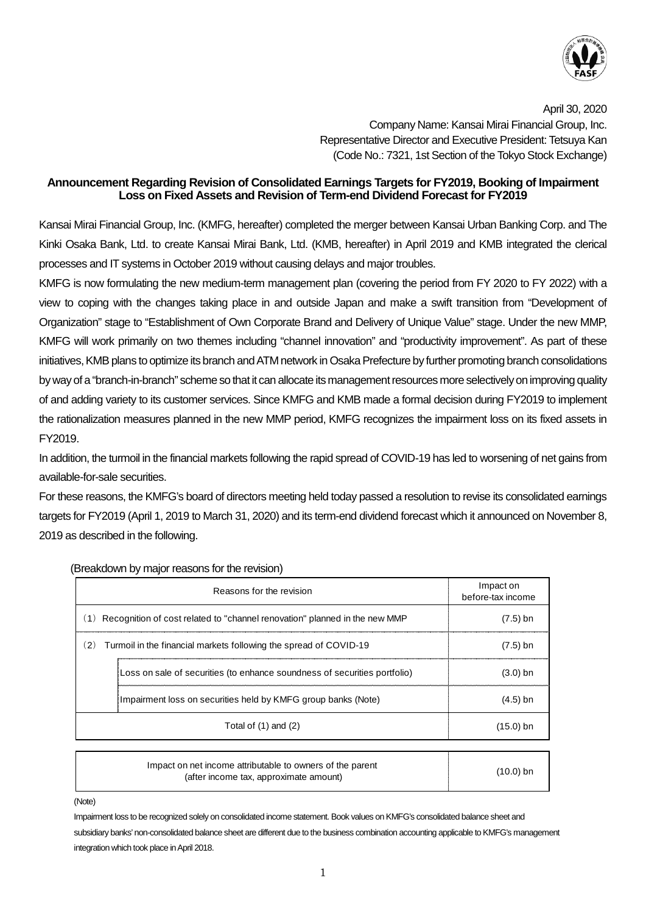April 30, 2020

Company Name: Kansai Mirai Financial Group, Inc.

Representative Director and Executive President: Tetsuya Kan

(Code No.: 7321, 1st Section of the Tokyo Stock Exchange)

## Announcement Regarding Revision of Consolidated Earnings Targets for FY2019, Booking of Impairment Loss on Fixed Assets and Revision of Term-end Dividend Forecast for FY2019

Kansai Mirai Financial Group, Inc. (KMFG, hereafter) completed the merger between Kansai Urban Banking Corp. and The Kinki Osaka Bank, Ltd. to create Kansai Mirai Bank, Ltd. (KMB, hereafter) in April 2019 and KMB integrated the clerical processes and IT systems in October 2019 without causing delays and major troubles.

KMFG is now formulating the new medium-term management plan (covering the period from FY 2020 to FY 2022) with a view to coping with the changes taking place in and outside Japan and make a swift transition from “Development of Organization” stage to “Establishment of Own Corporate Brand and Delivery of Unique Value” stage. Under the new MMP, KMFG will work primarily on two themes including “channel innovation” and “productivity improvement”. As part of these initiatives, KMB plans to optimize its branch and ATM network in Osaka Prefecture by further promoting branch consolidations by way of a “branch-in-branch” scheme so that it can allocate its management resources more selectively on improving quality of and adding variety to its customer services. Since KMFG and KMB made a formal decision during FY2019 to implement the rationalization measures planned in the new MMP period, KMFG recognizes the impairment loss on its fixed assets in FY2019.

In addition, the turmoil in the financial markets following the rapid spread of COVID-19 has led to worsening of net gains from available-for-sale securities.

For these reasons, the KMFG’s board of directors meeting held today passed a resolution to revise its consolidated earnings targets for FY2019 (April 1, 2019 to March 31, 2020) and its term-end dividend forecast which it announced on November 8, 2019 as described in the following.

(Breakdown by major reasons for the revision)

| Reasons for the revision | | Impact on before-tax income |
|---|---|---|
| (1) Recognition of cost related to "channel renovation" planned in the new MMP | | (7.5) bn |
| (2) Turmoil in the financial markets following the spread of COVID-19 | | (7.5) bn |
| | Loss on sale of securities (to enhance soundness of securities portfolio) | (3.0) bn |
| | Impairment loss on securities held by KMFG group banks (Note) | (4.5) bn |
| Total of (1) and (2) | | (15.0) bn |

| Impact on net income attributable to owners of the parent (after income tax, approximate amount) | (10.0) bn |
|---|---|

(Note)

Impairment loss to be recognized solely on consolidated income statement. Book values on KMFG’s consolidated balance sheet and subsidiary banks’ non-consolidated balance sheet are different due to the business combination accounting applicable to KMFG’s management integration which took place in April 2018.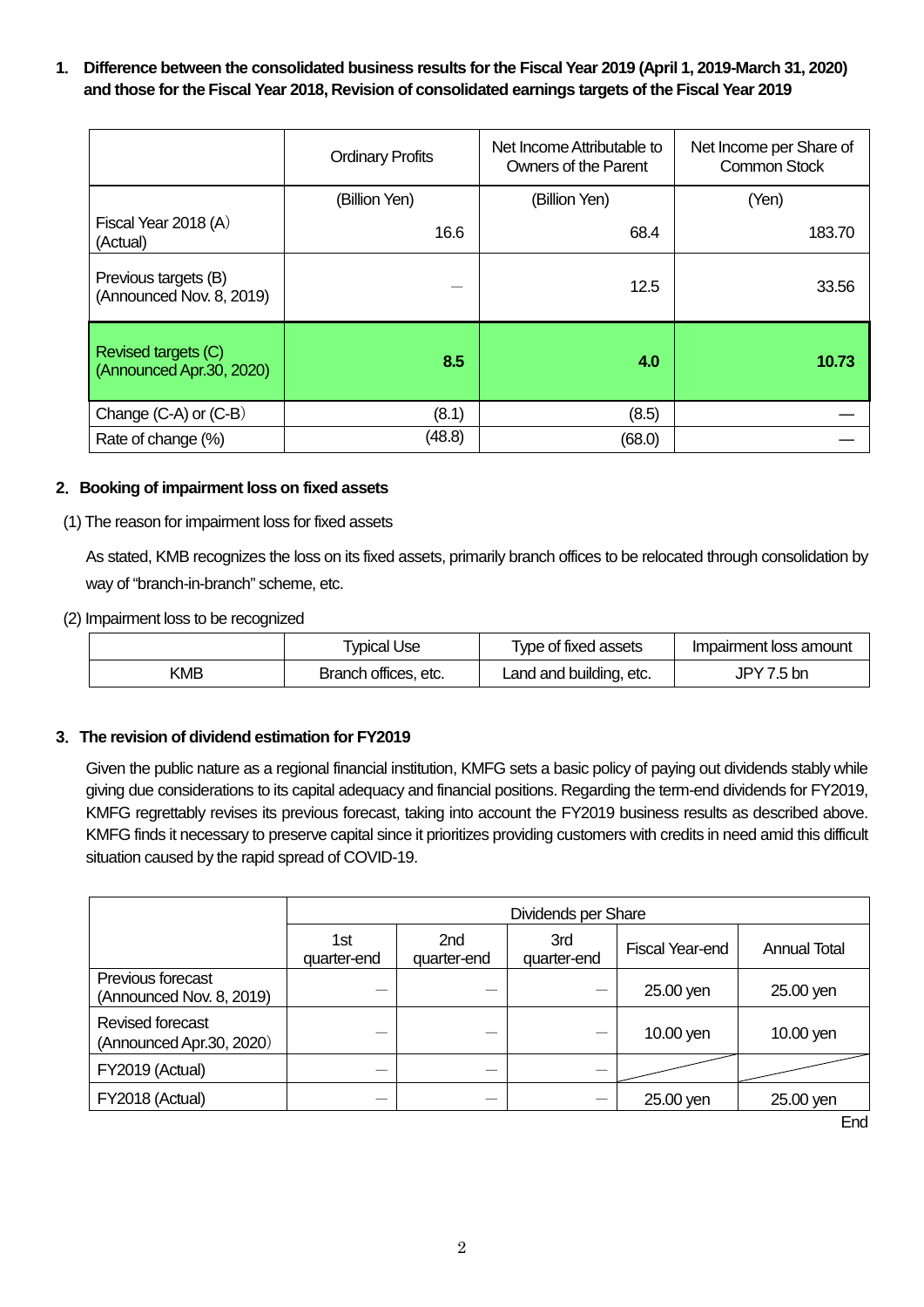## 1. Difference between the consolidated business results for the Fiscal Year 2019 (April 1, 2019-March 31, 2020) and those for the Fiscal Year 2018, Revision of consolidated earnings targets of the Fiscal Year 2019

| | Ordinary Profits | Net Income Attributable to Owners of the Parent | Net Income per Share of Common Stock |
|---|---|---|---|
| | (Billion Yen) | (Billion Yen) | (Yen) |
| Fiscal Year 2018 (A) (Actual) | 16.6 | 68.4 | 183.70 |
| Previous targets (B) (Announced Nov. 8, 2019) | ― | 12.5 | 33.56 |
| **Revised targets (C) (Announced Apr.30, 2020)** | **8.5** | **4.0** | **10.73** |
| Change (C-A) or (C-B) | (8.1) | (8.5) | ― |
| Rate of change (%) | (48.8) | (68.0) | ― |

## 2. Booking of impairment loss on fixed assets

(1) The reason for impairment loss for fixed assets

As stated, KMB recognizes the loss on its fixed assets, primarily branch offices to be relocated through consolidation by way of "branch-in-branch" scheme, etc.

(2) Impairment loss to be recognized

| | Typical Use | Type of fixed assets | Impairment loss amount |
|---|---|---|---|
| KMB | Branch offices, etc. | Land and building, etc. | JPY 7.5 bn |

## 3. The revision of dividend estimation for FY2019

Given the public nature as a regional financial institution, KMFG sets a basic policy of paying out dividends stably while giving due considerations to its capital adequacy and financial positions. Regarding the term-end dividends for FY2019, KMFG regrettably revises its previous forecast, taking into account the FY2019 business results as described above. KMFG finds it necessary to preserve capital since it prioritizes providing customers with credits in need amid this difficult situation caused by the rapid spread of COVID-19.

| | Dividends per Share | | | | |
|---|---|---|---|---|---|
| | 1st quarter-end | 2nd quarter-end | 3rd quarter-end | Fiscal Year-end | Annual Total |
| Previous forecast (Announced Nov. 8, 2019) | ― | ― | ― | 25.00 yen | 25.00 yen |
| Revised forecast (Announced Apr.30, 2020) | ― | ― | ― | 10.00 yen | 10.00 yen |
| FY2019 (Actual) | ― | ― | ― | | |
| FY2018 (Actual) | ― | ― | ― | 25.00 yen | 25.00 yen |

End